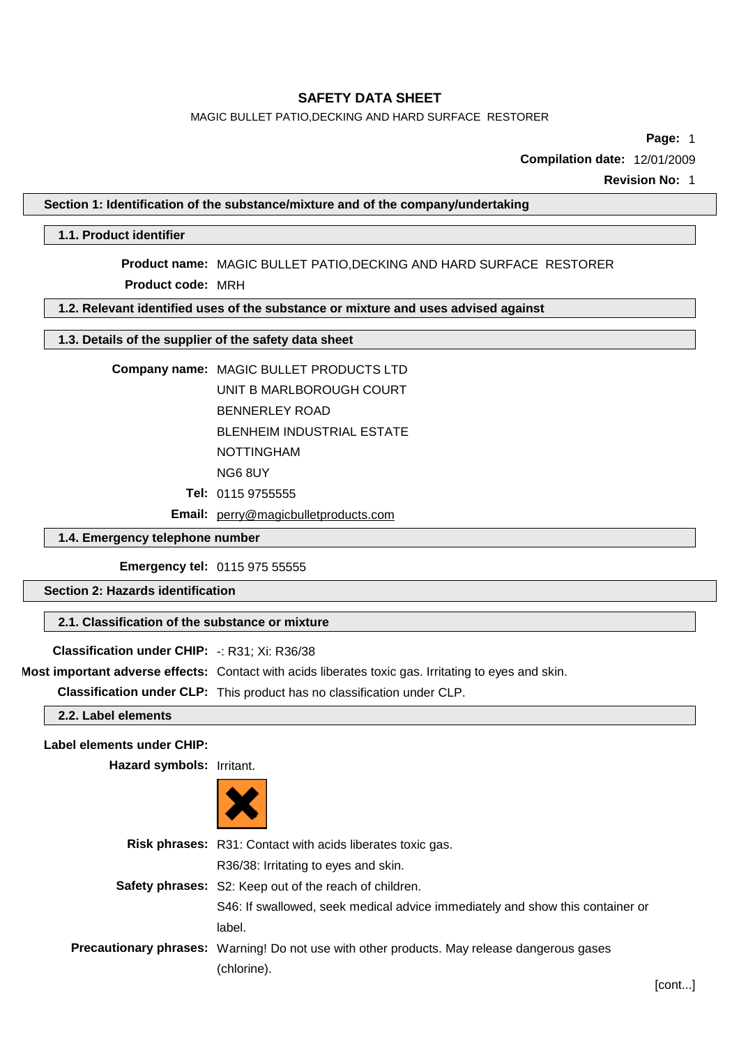# SAFETY DATA SHEET

MAGIC BULLET PATIO,DECKING AND HARD SURFACE RESTORER

**Compilation date:** 12/01/2009

**Revision No:** 1

## Section 1: Identification of the substance/mixture and of the company/undertaking

### 1.1. Product identifier

**Product name:** MAGIC BULLET PATIO,DECKING AND HARD SURFACE RESTORER

**Product code:** MRH

### 1.2. Relevant identified uses of the substance or mixture and uses advised against

### 1.3. Details of the supplier of the safety data sheet

**Company name:** MAGIC BULLET PRODUCTS LTD
UNIT B MARLBOROUGH COURT
BENNERLEY ROAD
BLENHEIM INDUSTRIAL ESTATE
NOTTINGHAM
NG6 8UY

**Tel:** 0115 9755555

**Email:** perry@magicbulletproducts.com

### 1.4. Emergency telephone number

**Emergency tel:** 0115 975 55555

## Section 2: Hazards identification

### 2.1. Classification of the substance or mixture

**Classification under CHIP:** -: R31; Xi: R36/38

**Most important adverse effects:** Contact with acids liberates toxic gas. Irritating to eyes and skin.

**Classification under CLP:** This product has no classification under CLP.

### 2.2. Label elements

**Label elements under CHIP:**

**Hazard symbols:** Irritant.

**Risk phrases:** R31: Contact with acids liberates toxic gas.
R36/38: Irritating to eyes and skin.

**Safety phrases:** S2: Keep out of the reach of children.
S46: If swallowed, seek medical advice immediately and show this container or label.

**Precautionary phrases:** Warning! Do not use with other products. May release dangerous gases (chlorine).

[cont...]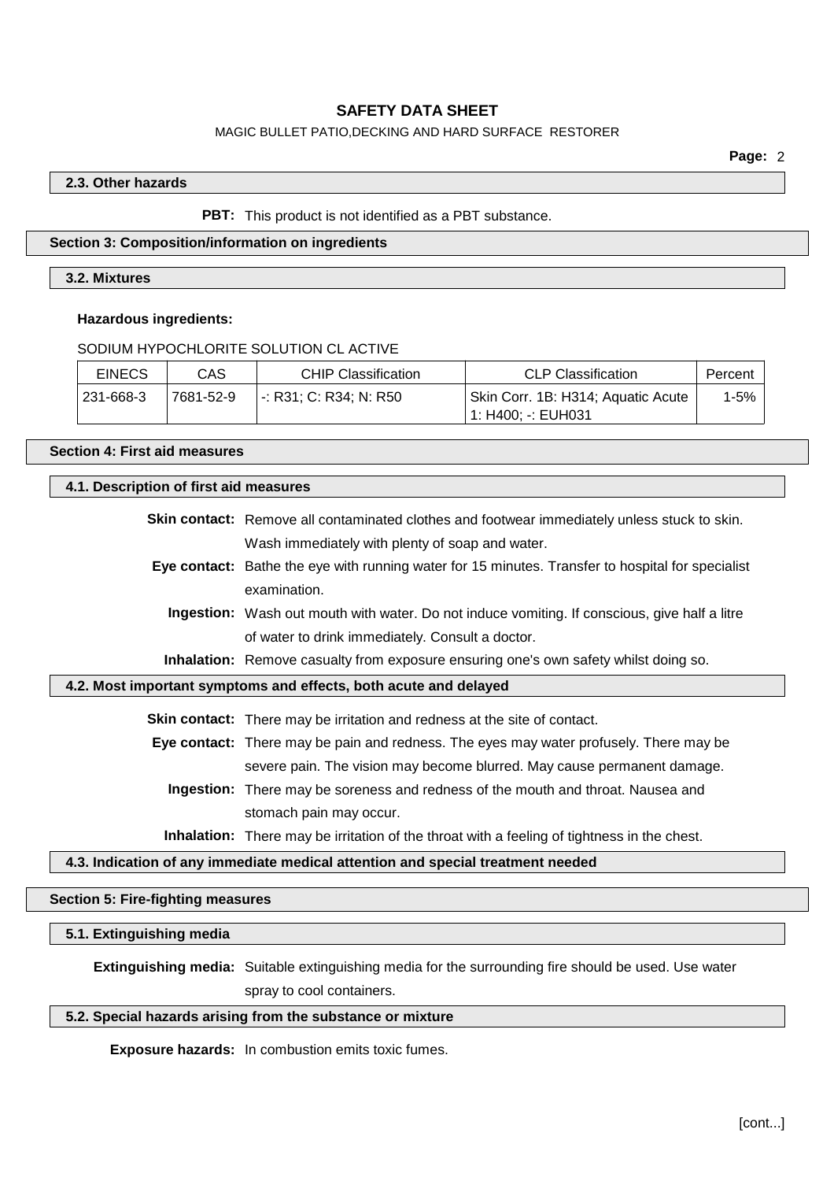### 2.3. Other hazards

**PBT:** This product is not identified as a PBT substance.

## Section 3: Composition/information on ingredients

### 3.2. Mixtures

**Hazardous ingredients:**

SODIUM HYPOCHLORITE SOLUTION CL ACTIVE

| EINECS | CAS | CHIP Classification | CLP Classification | Percent |
|---|---|---|---|---|
| 231-668-3 | 7681-52-9 | -: R31; C: R34; N: R50 | Skin Corr. 1B: H314; Aquatic Acute 1: H400; -: EUH031 | 1-5% |

## Section 4: First aid measures

### 4.1. Description of first aid measures

**Skin contact:** Remove all contaminated clothes and footwear immediately unless stuck to skin. Wash immediately with plenty of soap and water.

**Eye contact:** Bathe the eye with running water for 15 minutes. Transfer to hospital for specialist examination.

**Ingestion:** Wash out mouth with water. Do not induce vomiting. If conscious, give half a litre of water to drink immediately. Consult a doctor.

**Inhalation:** Remove casualty from exposure ensuring one's own safety whilst doing so.

### 4.2. Most important symptoms and effects, both acute and delayed

**Skin contact:** There may be irritation and redness at the site of contact.

**Eye contact:** There may be pain and redness. The eyes may water profusely. There may be severe pain. The vision may become blurred. May cause permanent damage.

**Ingestion:** There may be soreness and redness of the mouth and throat. Nausea and stomach pain may occur.

**Inhalation:** There may be irritation of the throat with a feeling of tightness in the chest.

### 4.3. Indication of any immediate medical attention and special treatment needed

## Section 5: Fire-fighting measures

### 5.1. Extinguishing media

**Extinguishing media:** Suitable extinguishing media for the surrounding fire should be used. Use water spray to cool containers.

### 5.2. Special hazards arising from the substance or mixture

**Exposure hazards:** In combustion emits toxic fumes.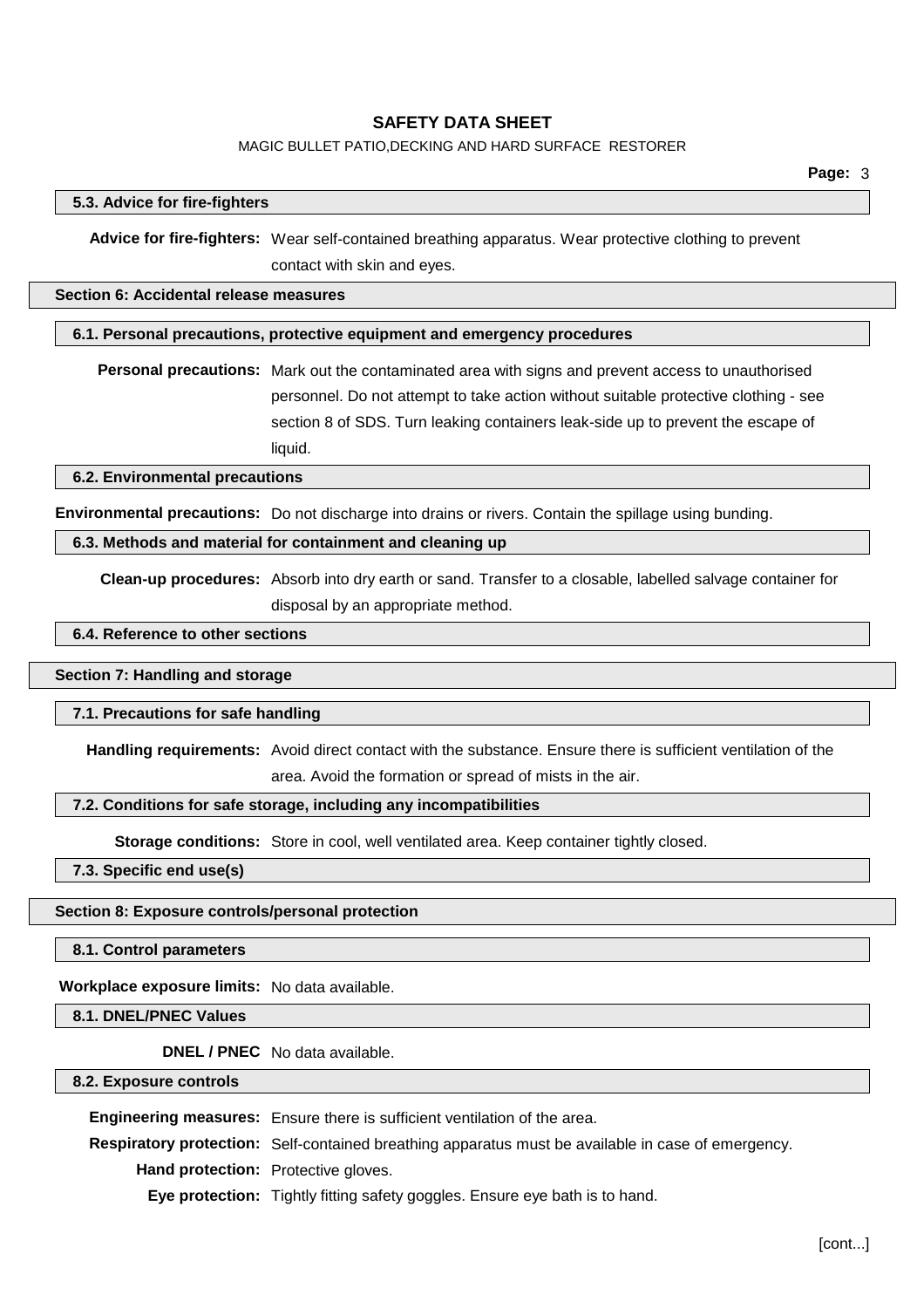### 5.3. Advice for fire-fighters

**Advice for fire-fighters:** Wear self-contained breathing apparatus. Wear protective clothing to prevent contact with skin and eyes.

## Section 6: Accidental release measures

### 6.1. Personal precautions, protective equipment and emergency procedures

**Personal precautions:** Mark out the contaminated area with signs and prevent access to unauthorised personnel. Do not attempt to take action without suitable protective clothing - see section 8 of SDS. Turn leaking containers leak-side up to prevent the escape of liquid.

### 6.2. Environmental precautions

**Environmental precautions:** Do not discharge into drains or rivers. Contain the spillage using bunding.

### 6.3. Methods and material for containment and cleaning up

**Clean-up procedures:** Absorb into dry earth or sand. Transfer to a closable, labelled salvage container for disposal by an appropriate method.

### 6.4. Reference to other sections

## Section 7: Handling and storage

### 7.1. Precautions for safe handling

**Handling requirements:** Avoid direct contact with the substance. Ensure there is sufficient ventilation of the area. Avoid the formation or spread of mists in the air.

### 7.2. Conditions for safe storage, including any incompatibilities

**Storage conditions:** Store in cool, well ventilated area. Keep container tightly closed.

### 7.3. Specific end use(s)

## Section 8: Exposure controls/personal protection

### 8.1. Control parameters

**Workplace exposure limits:** No data available.

### 8.1. DNEL/PNEC Values

**DNEL / PNEC** No data available.

### 8.2. Exposure controls

**Engineering measures:** Ensure there is sufficient ventilation of the area.

**Respiratory protection:** Self-contained breathing apparatus must be available in case of emergency.

**Hand protection:** Protective gloves.

**Eye protection:** Tightly fitting safety goggles. Ensure eye bath is to hand.

[cont...]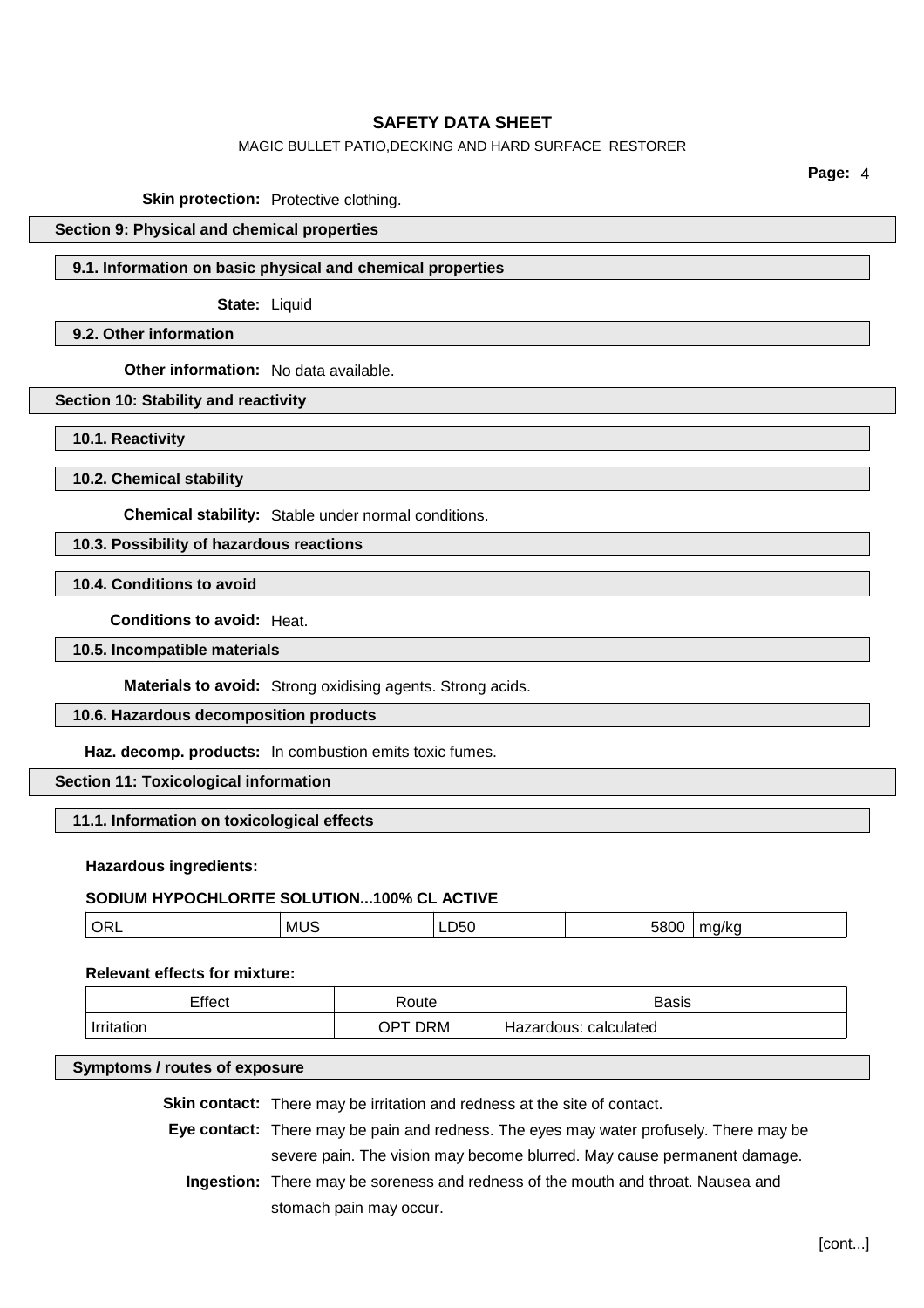**Skin protection:** Protective clothing.

## Section 9: Physical and chemical properties

### 9.1. Information on basic physical and chemical properties

**State:** Liquid

### 9.2. Other information

**Other information:** No data available.

## Section 10: Stability and reactivity

### 10.1. Reactivity

### 10.2. Chemical stability

**Chemical stability:** Stable under normal conditions.

### 10.3. Possibility of hazardous reactions

### 10.4. Conditions to avoid

**Conditions to avoid:** Heat.

### 10.5. Incompatible materials

**Materials to avoid:** Strong oxidising agents. Strong acids.

### 10.6. Hazardous decomposition products

**Haz. decomp. products:** In combustion emits toxic fumes.

## Section 11: Toxicological information

### 11.1. Information on toxicological effects

**Hazardous ingredients:**

**SODIUM HYPOCHLORITE SOLUTION...100% CL ACTIVE**

| ORL | MUS | LD50 | 5800 | mg/kg |
|---|---|---|---|---|

**Relevant effects for mixture:**

| Effect | Route | Basis |
|---|---|---|
| Irritation | OPT DRM | Hazardous: calculated |

### Symptoms / routes of exposure

**Skin contact:** There may be irritation and redness at the site of contact.

**Eye contact:** There may be pain and redness. The eyes may water profusely. There may be severe pain. The vision may become blurred. May cause permanent damage.

**Ingestion:** There may be soreness and redness of the mouth and throat. Nausea and stomach pain may occur.

[cont...]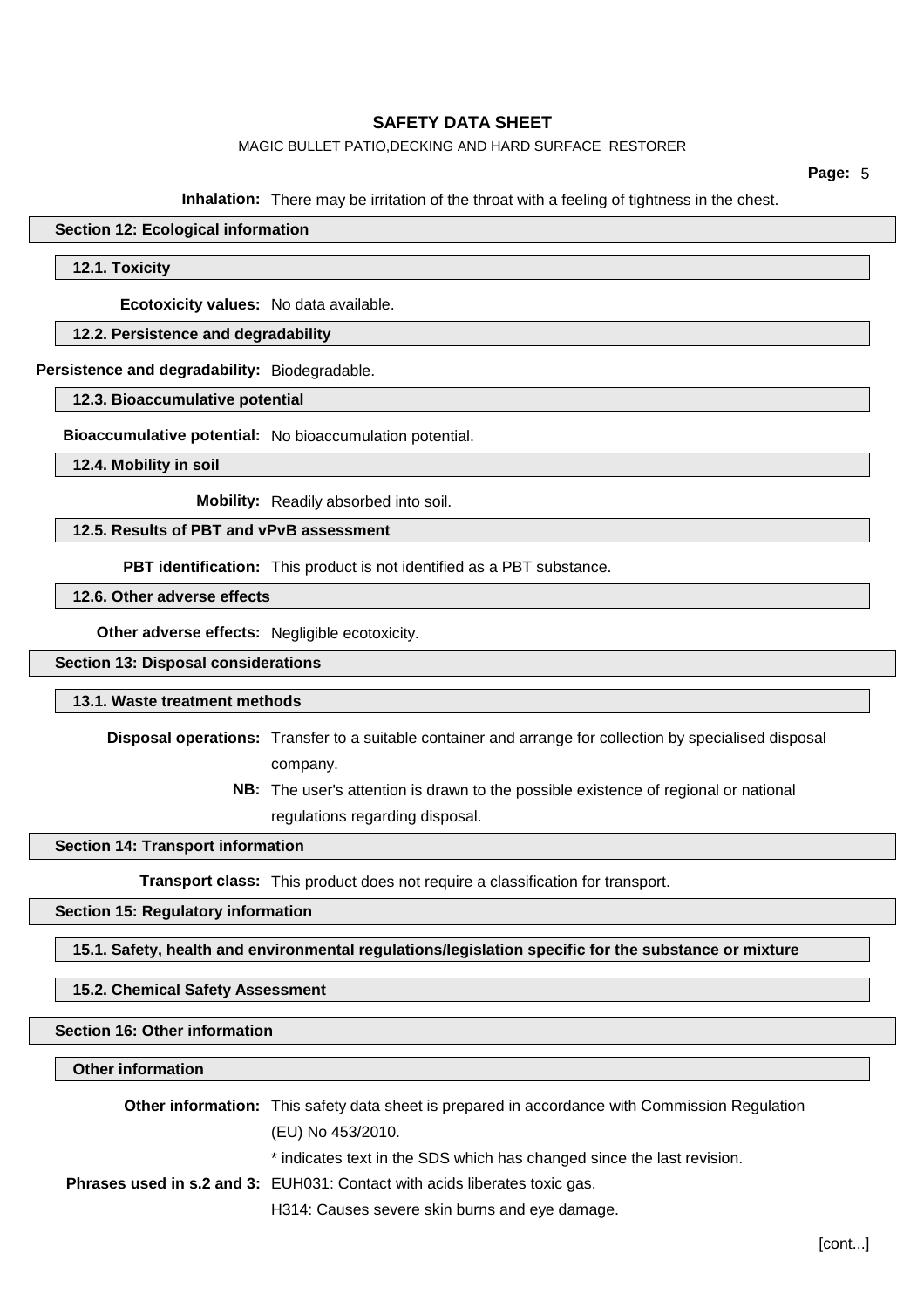**Inhalation:** There may be irritation of the throat with a feeling of tightness in the chest.

## Section 12: Ecological information

### 12.1. Toxicity

**Ecotoxicity values:** No data available.

### 12.2. Persistence and degradability

**Persistence and degradability:** Biodegradable.

### 12.3. Bioaccumulative potential

**Bioaccumulative potential:** No bioaccumulation potential.

### 12.4. Mobility in soil

**Mobility:** Readily absorbed into soil.

### 12.5. Results of PBT and vPvB assessment

**PBT identification:** This product is not identified as a PBT substance.

### 12.6. Other adverse effects

**Other adverse effects:** Negligible ecotoxicity.

## Section 13: Disposal considerations

### 13.1. Waste treatment methods

**Disposal operations:** Transfer to a suitable container and arrange for collection by specialised disposal company.

**NB:** The user's attention is drawn to the possible existence of regional or national regulations regarding disposal.

## Section 14: Transport information

**Transport class:** This product does not require a classification for transport.

## Section 15: Regulatory information

### 15.1. Safety, health and environmental regulations/legislation specific for the substance or mixture

### 15.2. Chemical Safety Assessment

## Section 16: Other information

### Other information

**Other information:** This safety data sheet is prepared in accordance with Commission Regulation (EU) No 453/2010.

* indicates text in the SDS which has changed since the last revision.

**Phrases used in s.2 and 3:** EUH031: Contact with acids liberates toxic gas.

H314: Causes severe skin burns and eye damage.

[cont...]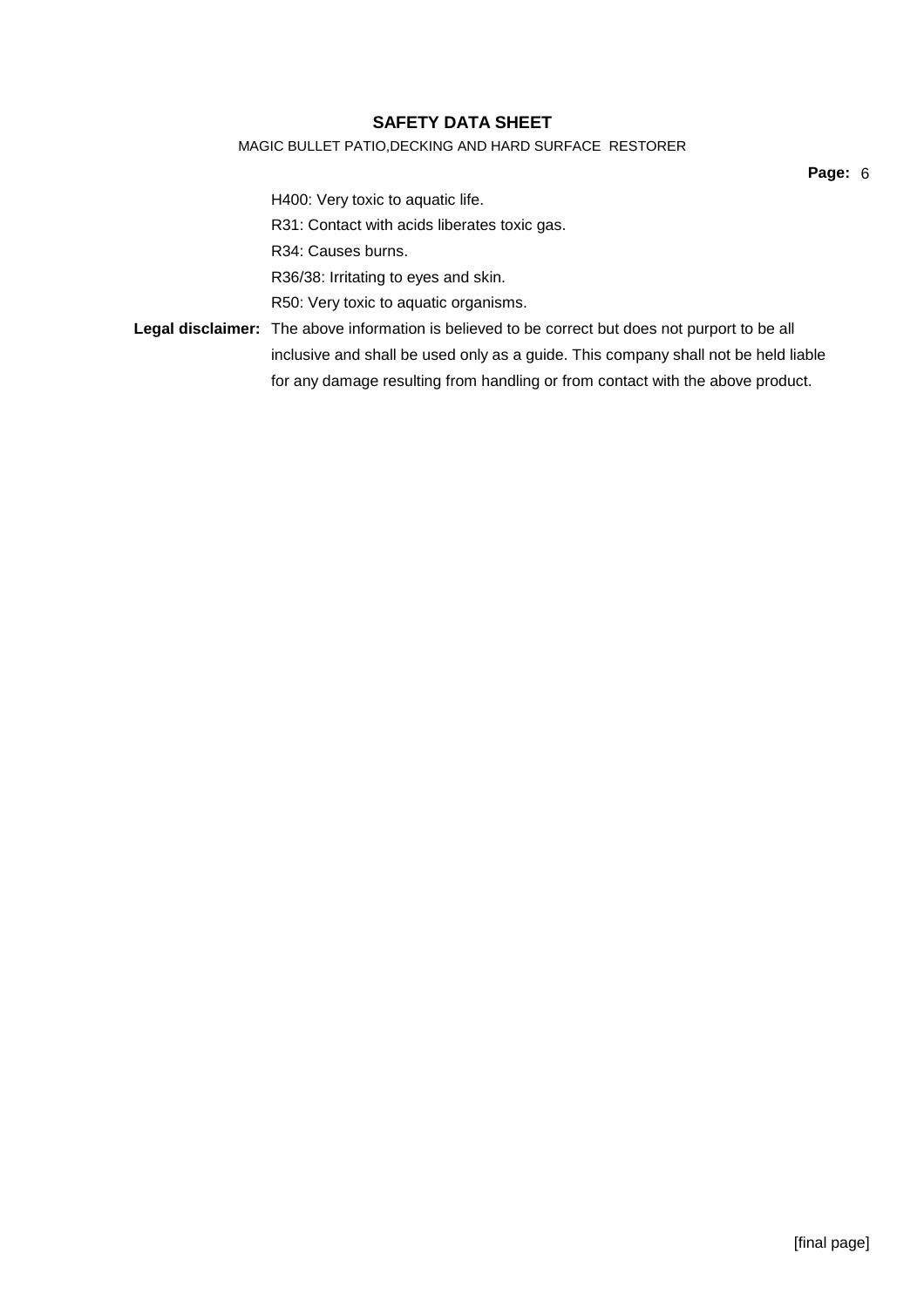H400: Very toxic to aquatic life.

R31: Contact with acids liberates toxic gas.

R34: Causes burns.

R36/38: Irritating to eyes and skin.

R50: Very toxic to aquatic organisms.

**Legal disclaimer:** The above information is believed to be correct but does not purport to be all inclusive and shall be used only as a guide. This company shall not be held liable for any damage resulting from handling or from contact with the above product.

[final page]